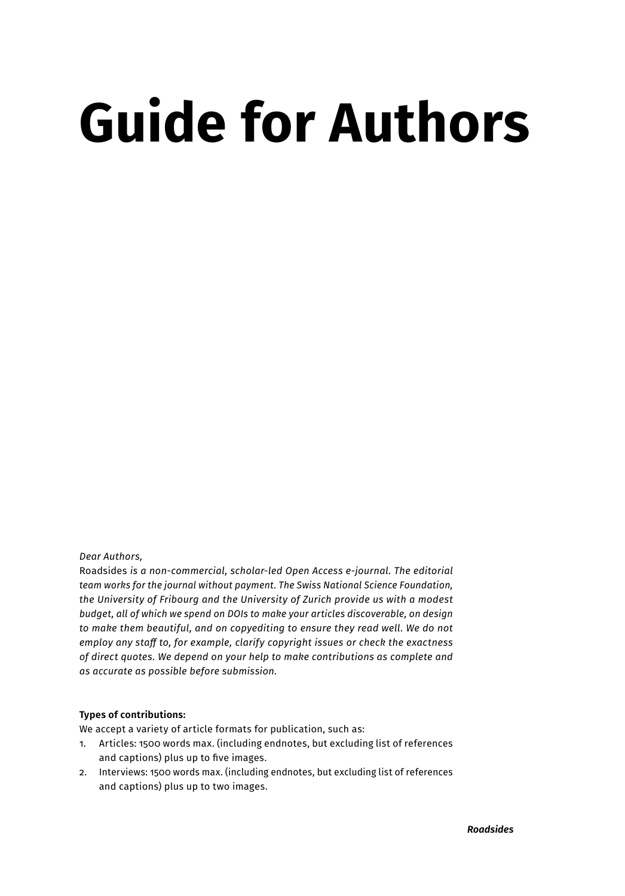# Guide for Authors

*Dear Authors,*
Roadsides *is a non-commercial, scholar-led Open Access e-journal. The editorial team works for the journal without payment. The Swiss National Science Foundation, the University of Fribourg and the University of Zurich provide us with a modest budget, all of which we spend on DOIs to make your articles discoverable, on design to make them beautiful, and on copyediting to ensure they read well. We do not employ any staff to, for example, clarify copyright issues or check the exactness of direct quotes. We depend on your help to make contributions as complete and as accurate as possible before submission.*

**Types of contributions:**

We accept a variety of article formats for publication, such as:

1. Articles: 1500 words max. (including endnotes, but excluding list of references and captions) plus up to five images.
2. Interviews: 1500 words max. (including endnotes, but excluding list of references and captions) plus up to two images.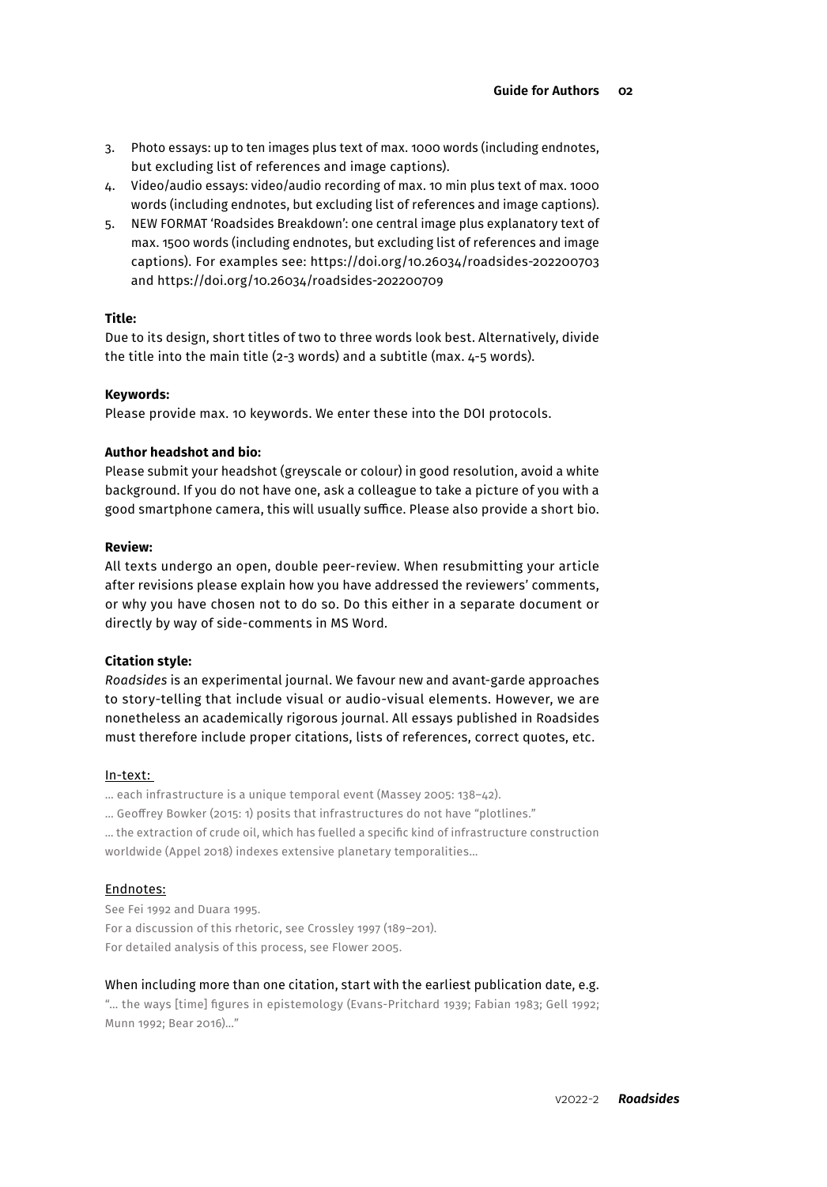3. Photo essays: up to ten images plus text of max. 1000 words (including endnotes, but excluding list of references and image captions).
4. Video/audio essays: video/audio recording of max. 10 min plus text of max. 1000 words (including endnotes, but excluding list of references and image captions).
5. NEW FORMAT 'Roadsides Breakdown': one central image plus explanatory text of max. 1500 words (including endnotes, but excluding list of references and image captions). For examples see: https://doi.org/10.26034/roadsides-202200703 and https://doi.org/10.26034/roadsides-202200709

**Title:**

Due to its design, short titles of two to three words look best. Alternatively, divide the title into the main title (2-3 words) and a subtitle (max. 4-5 words).

**Keywords:**

Please provide max. 10 keywords. We enter these into the DOI protocols.

**Author headshot and bio:**

Please submit your headshot (greyscale or colour) in good resolution, avoid a white background. If you do not have one, ask a colleague to take a picture of you with a good smartphone camera, this will usually suffice. Please also provide a short bio.

**Review:**

All texts undergo an open, double peer-review. When resubmitting your article after revisions please explain how you have addressed the reviewers' comments, or why you have chosen not to do so. Do this either in a separate document or directly by way of side-comments in MS Word.

**Citation style:**

*Roadsides* is an experimental journal. We favour new and avant-garde approaches to story-telling that include visual or audio-visual elements. However, we are nonetheless an academically rigorous journal. All essays published in Roadsides must therefore include proper citations, lists of references, correct quotes, etc.

In-text:

… each infrastructure is a unique temporal event (Massey 2005: 138–42).

… Geoffrey Bowker (2015: 1) posits that infrastructures do not have "plotlines."

… the extraction of crude oil, which has fuelled a specific kind of infrastructure construction worldwide (Appel 2018) indexes extensive planetary temporalities…

Endnotes:

See Fei 1992 and Duara 1995.

For a discussion of this rhetoric, see Crossley 1997 (189–201).

For detailed analysis of this process, see Flower 2005.

When including more than one citation, start with the earliest publication date, e.g.

"… the ways [time] figures in epistemology (Evans-Pritchard 1939; Fabian 1983; Gell 1992; Munn 1992; Bear 2016)…"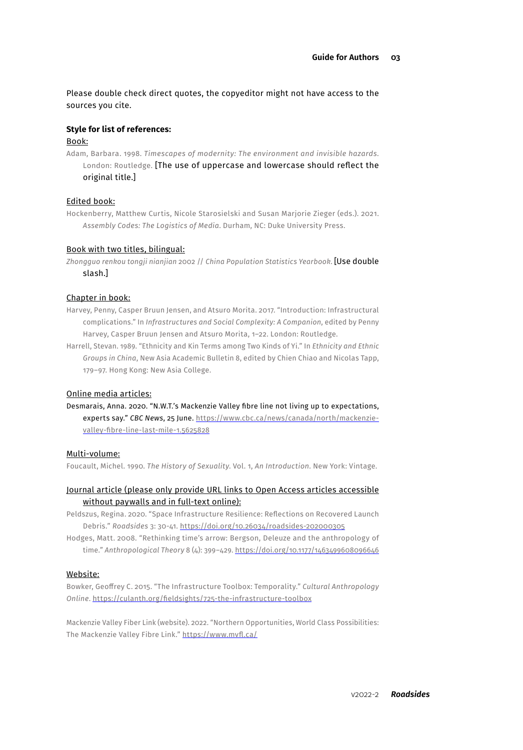Please double check direct quotes, the copyeditor might not have access to the sources you cite.

**Style for list of references:**

Book:

Adam, Barbara. 1998. *Timescapes of modernity: The environment and invisible hazards*. London: Routledge. [The use of uppercase and lowercase should reflect the original title.]

Edited book:

Hockenberry, Matthew Curtis, Nicole Starosielski and Susan Marjorie Zieger (eds.). 2021. *Assembly Codes: The Logistics of Media*. Durham, NC: Duke University Press.

Book with two titles, bilingual:

*Zhongguo renkou tongji nianjian* 2002 // *China Population Statistics Yearbook*. [Use double slash.]

Chapter in book:

Harvey, Penny, Casper Bruun Jensen, and Atsuro Morita. 2017. "Introduction: Infrastructural complications." In *Infrastructures and Social Complexity: A Companion*, edited by Penny Harvey, Casper Bruun Jensen and Atsuro Morita, 1–22. London: Routledge.

Harrell, Stevan. 1989. "Ethnicity and Kin Terms among Two Kinds of Yi." In *Ethnicity and Ethnic Groups in China*, New Asia Academic Bulletin 8, edited by Chien Chiao and Nicolas Tapp, 179–97. Hong Kong: New Asia College.

Online media articles:

Desmarais, Anna. 2020. "N.W.T.'s Mackenzie Valley fibre line not living up to expectations, experts say." *CBC News*, 25 June. https://www.cbc.ca/news/canada/north/mackenzie-valley-fibre-line-last-mile-1.5625828

Multi-volume:

Foucault, Michel. 1990. *The History of Sexuality*. Vol. 1, *An Introduction*. New York: Vintage.

Journal article (please only provide URL links to Open Access articles accessible without paywalls and in full-text online):

Peldszus, Regina. 2020. "Space Infrastructure Resilience: Reflections on Recovered Launch Debris." *Roadsides* 3: 30-41. https://doi.org/10.26034/roadsides-202000305

Hodges, Matt. 2008. "Rethinking time's arrow: Bergson, Deleuze and the anthropology of time." *Anthropological Theory* 8 (4): 399–429. https://doi.org/10.1177/1463499608096646

Website:

Bowker, Geoffrey C. 2015. "The Infrastructure Toolbox: Temporality." *Cultural Anthropology Online*. https://culanth.org/fieldsights/725-the-infrastructure-toolbox

Mackenzie Valley Fiber Link (website). 2022. "Northern Opportunities, World Class Possibilities: The Mackenzie Valley Fibre Link." https://www.mvfl.ca/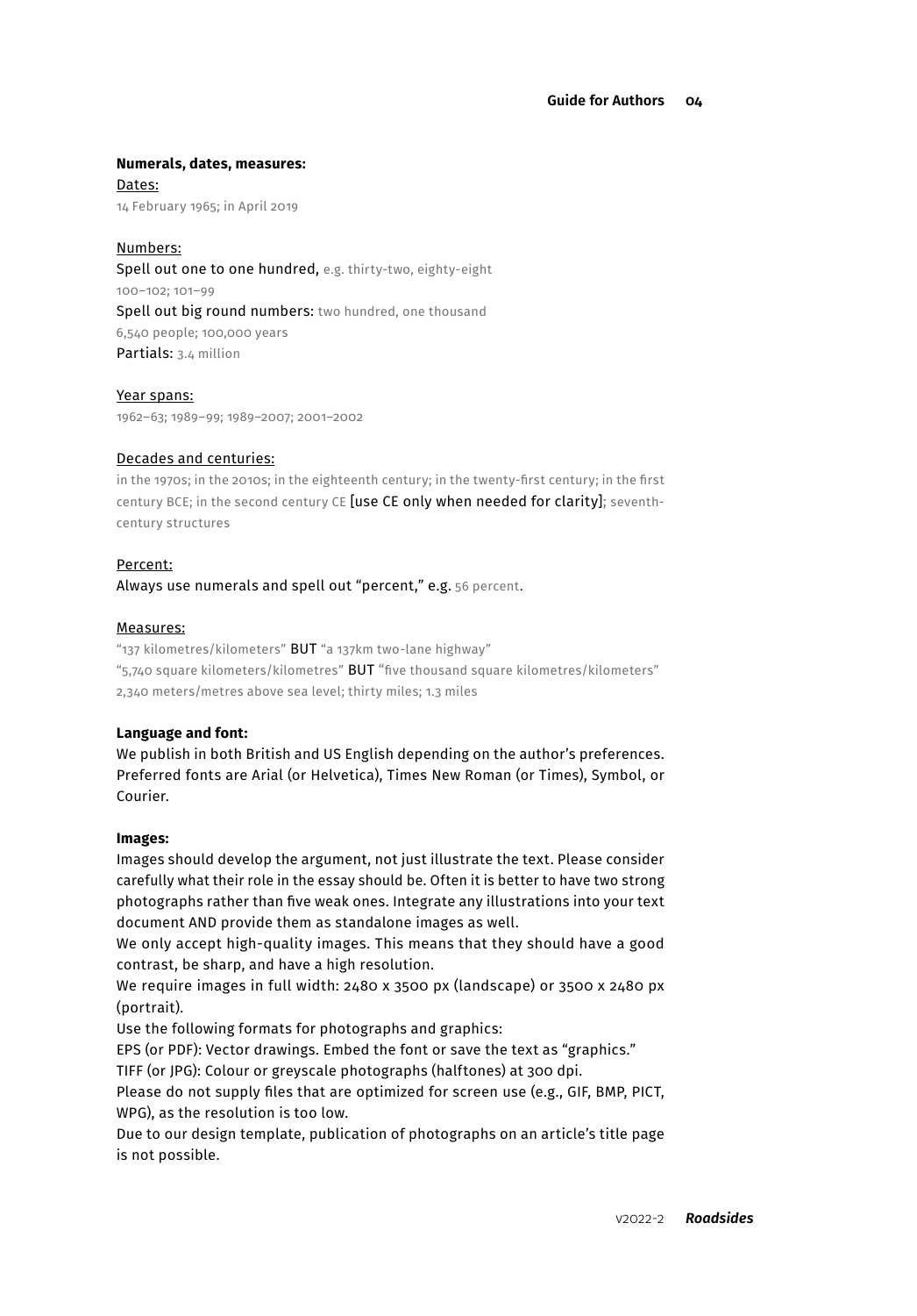**Numerals, dates, measures:**

Dates:

14 February 1965; in April 2019

Numbers:

Spell out one to one hundred, e.g. thirty-two, eighty-eight

100–102; 101–99

Spell out big round numbers: two hundred, one thousand

6,540 people; 100,000 years

Partials: 3.4 million

Year spans:

1962–63; 1989–99; 1989–2007; 2001–2002

Decades and centuries:

in the 1970s; in the 2010s; in the eighteenth century; in the twenty-first century; in the first century BCE; in the second century CE [use CE only when needed for clarity]; seventh-century structures

Percent:

Always use numerals and spell out "percent," e.g. 56 percent.

Measures:

"137 kilometres/kilometers" BUT "a 137km two-lane highway"

"5,740 square kilometers/kilometres" BUT "five thousand square kilometres/kilometers"

2,340 meters/metres above sea level; thirty miles; 1.3 miles

**Language and font:**

We publish in both British and US English depending on the author's preferences. Preferred fonts are Arial (or Helvetica), Times New Roman (or Times), Symbol, or Courier.

**Images:**

Images should develop the argument, not just illustrate the text. Please consider carefully what their role in the essay should be. Often it is better to have two strong photographs rather than five weak ones. Integrate any illustrations into your text document AND provide them as standalone images as well.

We only accept high-quality images. This means that they should have a good contrast, be sharp, and have a high resolution.

We require images in full width: 2480 x 3500 px (landscape) or 3500 x 2480 px (portrait).

Use the following formats for photographs and graphics:

EPS (or PDF): Vector drawings. Embed the font or save the text as "graphics."

TIFF (or JPG): Colour or greyscale photographs (halftones) at 300 dpi.

Please do not supply files that are optimized for screen use (e.g., GIF, BMP, PICT, WPG), as the resolution is too low.

Due to our design template, publication of photographs on an article's title page is not possible.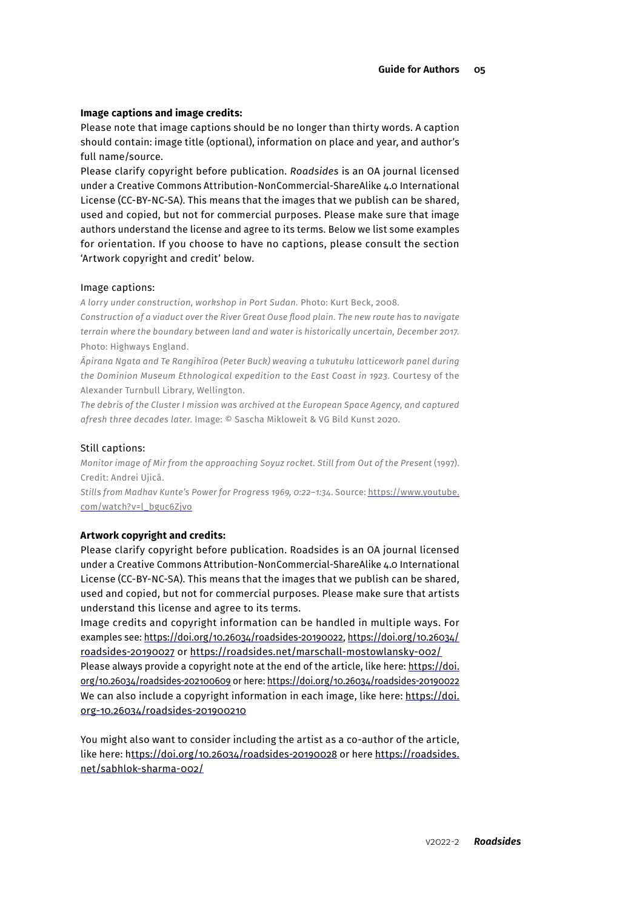**Image captions and image credits:**

Please note that image captions should be no longer than thirty words. A caption should contain: image title (optional), information on place and year, and author's full name/source.

Please clarify copyright before publication. *Roadsides* is an OA journal licensed under a Creative Commons Attribution-NonCommercial-ShareAlike 4.0 International License (CC-BY-NC-SA). This means that the images that we publish can be shared, used and copied, but not for commercial purposes. Please make sure that image authors understand the license and agree to its terms. Below we list some examples for orientation. If you choose to have no captions, please consult the section 'Artwork copyright and credit' below.

Image captions:

*A lorry under construction, workshop in Port Sudan.* Photo: Kurt Beck, 2008.

*Construction of a viaduct over the River Great Ouse flood plain. The new route has to navigate terrain where the boundary between land and water is historically uncertain, December 2017.* Photo: Highways England.

*Āpirana Ngata and Te Rangihīroa (Peter Buck) weaving a tukutuku latticework panel during the Dominion Museum Ethnological expedition to the East Coast in 1923.* Courtesy of the Alexander Turnbull Library, Wellington.

*The debris of the Cluster I mission was archived at the European Space Agency, and captured afresh three decades later.* Image: © Sascha Mikloweit & VG Bild Kunst 2020.

Still captions:

*Monitor image of Mir from the approaching Soyuz rocket. Still from Out of the Present* (1997). Credit: Andrei Ujică.

*Stills from Madhav Kunte's Power for Progress 1969, 0:22–1:34*. Source: https://www.youtube.com/watch?v=l_bguc6Zjvo

**Artwork copyright and credits:**

Please clarify copyright before publication. Roadsides is an OA journal licensed under a Creative Commons Attribution-NonCommercial-ShareAlike 4.0 International License (CC-BY-NC-SA). This means that the images that we publish can be shared, used and copied, but not for commercial purposes. Please make sure that artists understand this license and agree to its terms.

Image credits and copyright information can be handled in multiple ways. For examples see: https://doi.org/10.26034/roadsides-20190022, https://doi.org/10.26034/roadsides-20190027 or https://roadsides.net/marschall-mostowlansky-002/

Please always provide a copyright note at the end of the article, like here: https://doi.org/10.26034/roadsides-202100609 or here: https://doi.org/10.26034/roadsides-20190022

We can also include a copyright information in each image, like here: https://doi.org-10.26034/roadsides-201900210

You might also want to consider including the artist as a co-author of the article, like here: https://doi.org/10.26034/roadsides-20190028 or here https://roadsides.net/sabhlok-sharma-002/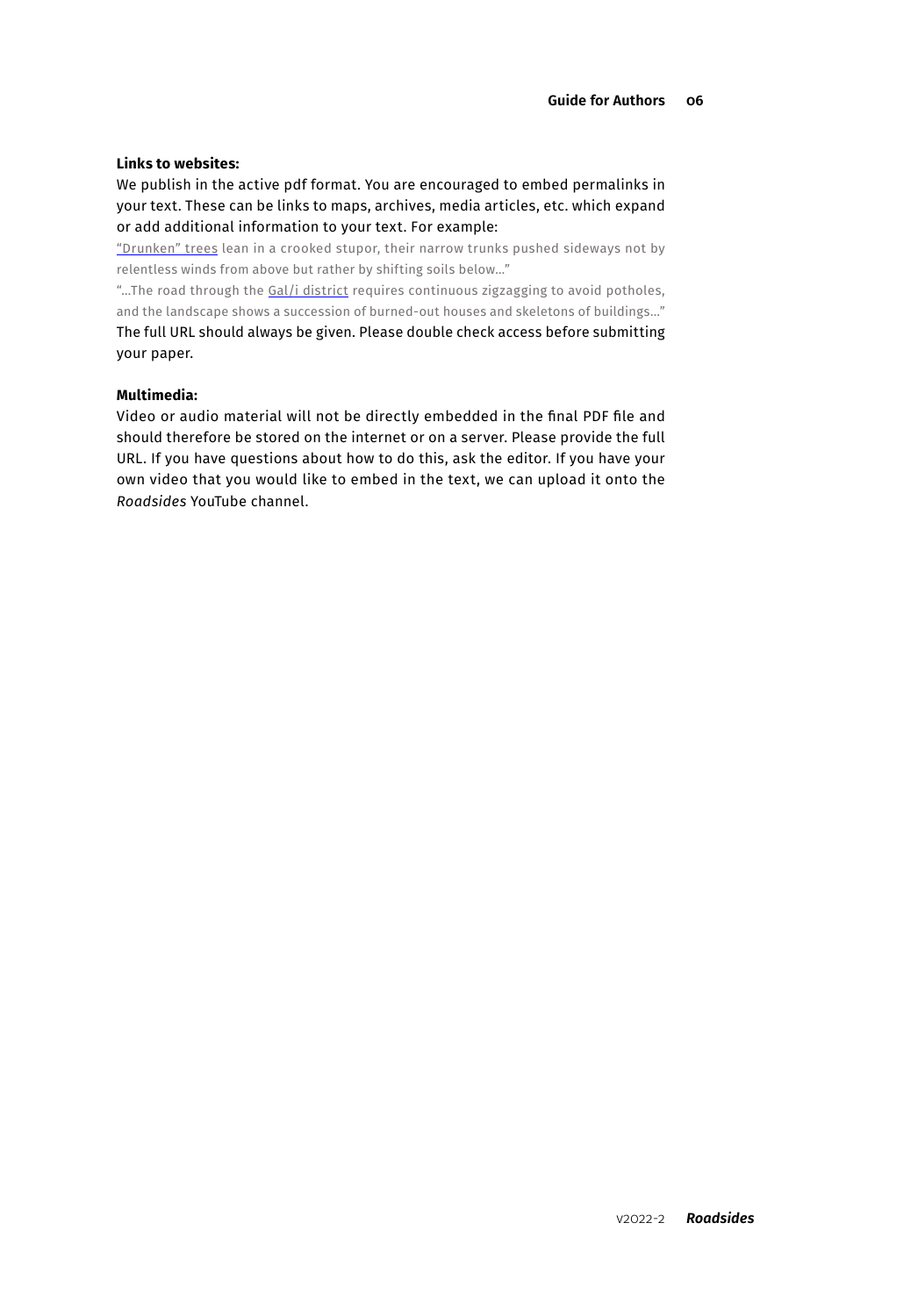**Links to websites:**

We publish in the active pdf format. You are encouraged to embed permalinks in your text. These can be links to maps, archives, media articles, etc. which expand or add additional information to your text. For example:

"Drunken" trees lean in a crooked stupor, their narrow trunks pushed sideways not by relentless winds from above but rather by shifting soils below..."

"...The road through the Gal/i district requires continuous zigzagging to avoid potholes, and the landscape shows a succession of burned-out houses and skeletons of buildings..."

The full URL should always be given. Please double check access before submitting your paper.

**Multimedia:**

Video or audio material will not be directly embedded in the final PDF file and should therefore be stored on the internet or on a server. Please provide the full URL. If you have questions about how to do this, ask the editor. If you have your own video that you would like to embed in the text, we can upload it onto the *Roadsides* YouTube channel.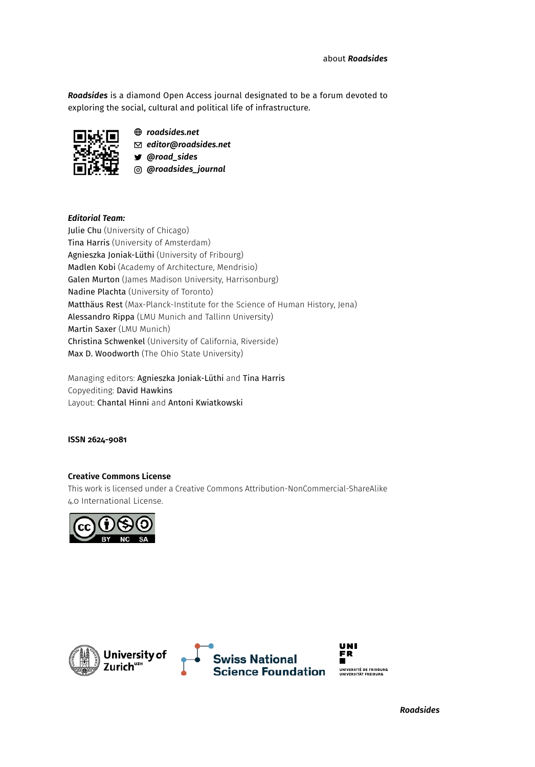# about *Roadsides*

***Roadsides*** is a diamond Open Access journal designated to be a forum devoted to exploring the social, cultural and political life of infrastructure.

***roadsides.net***
***editor@roadsides.net***
***@road_sides***
***@roadsides_journal***

***Editorial Team:***
Julie Chu (University of Chicago)
Tina Harris (University of Amsterdam)
Agnieszka Joniak-Lüthi (University of Fribourg)
Madlen Kobi (Academy of Architecture, Mendrisio)
Galen Murton (James Madison University, Harrisonburg)
Nadine Plachta (University of Toronto)
Matthäus Rest (Max-Planck-Institute for the Science of Human History, Jena)
Alessandro Rippa (LMU Munich and Tallinn University)
Martin Saxer (LMU Munich)
Christina Schwenkel (University of California, Riverside)
Max D. Woodworth (The Ohio State University)

Managing editors: Agnieszka Joniak-Lüthi and Tina Harris
Copyediting: David Hawkins
Layout: Chantal Hinni and Antoni Kwiatkowski

**ISSN 2624-9081**

**Creative Commons License**
This work is licensed under a Creative Commons Attribution-NonCommercial-ShareAlike 4.0 International License.

University of Zurich[UZH]
Swiss National Science Foundation
UNI FR — Université de Fribourg / Universität Freiburg